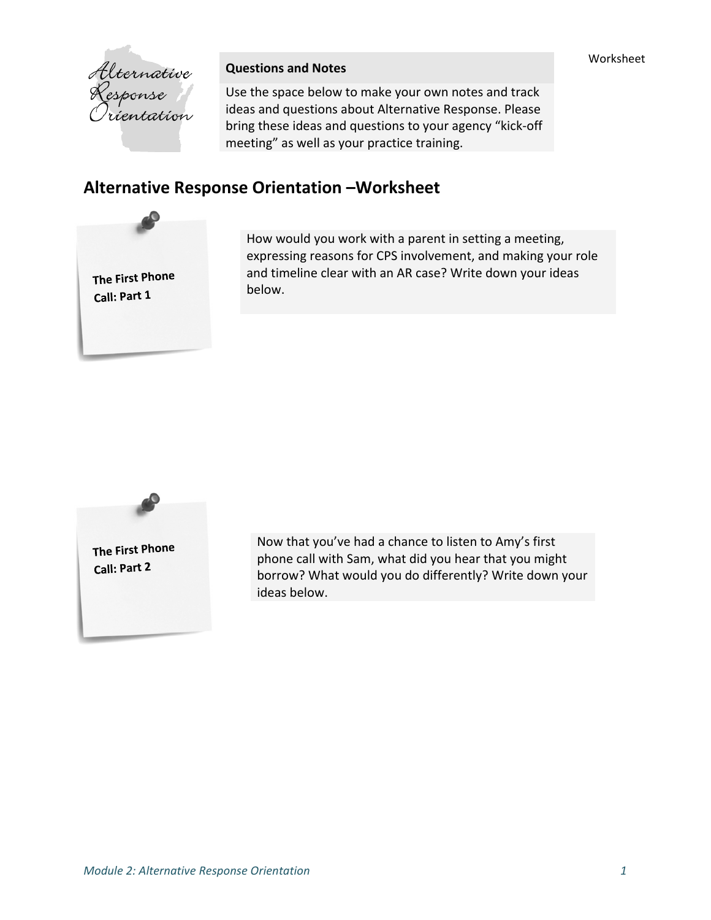Alternative Response Orientation

**Questions and Notes**

Use the space below to make your own notes and track ideas and questions about Alternative Response. Please bring these ideas and questions to your agency "kick-off meeting" as well as your practice training.

## Alternative Response Orientation –Worksheet

**The First Phone Call: Part 1**

How would you work with a parent in setting a meeting, expressing reasons for CPS involvement, and making your role and timeline clear with an AR case? Write down your ideas below.

**The First Phone Call: Part 2**

Now that you've had a chance to listen to Amy's first phone call with Sam, what did you hear that you might borrow? What would you do differently? Write down your ideas below.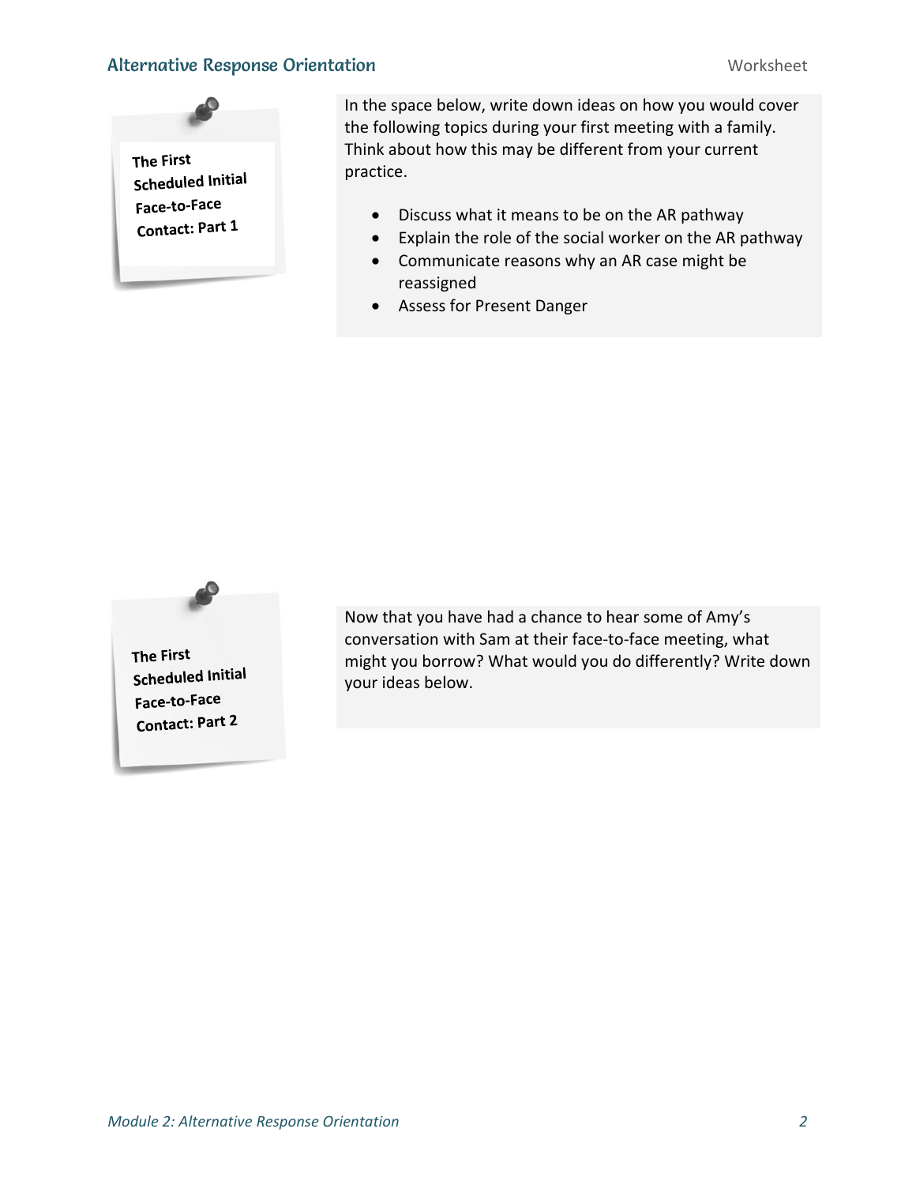### The First Scheduled Initial Face-to-Face Contact: Part 1

In the space below, write down ideas on how you would cover the following topics during your first meeting with a family. Think about how this may be different from your current practice.

- Discuss what it means to be on the AR pathway
- Explain the role of the social worker on the AR pathway
- Communicate reasons why an AR case might be reassigned
- Assess for Present Danger

### The First Scheduled Initial Face-to-Face Contact: Part 2

Now that you have had a chance to hear some of Amy's conversation with Sam at their face-to-face meeting, what might you borrow? What would you do differently? Write down your ideas below.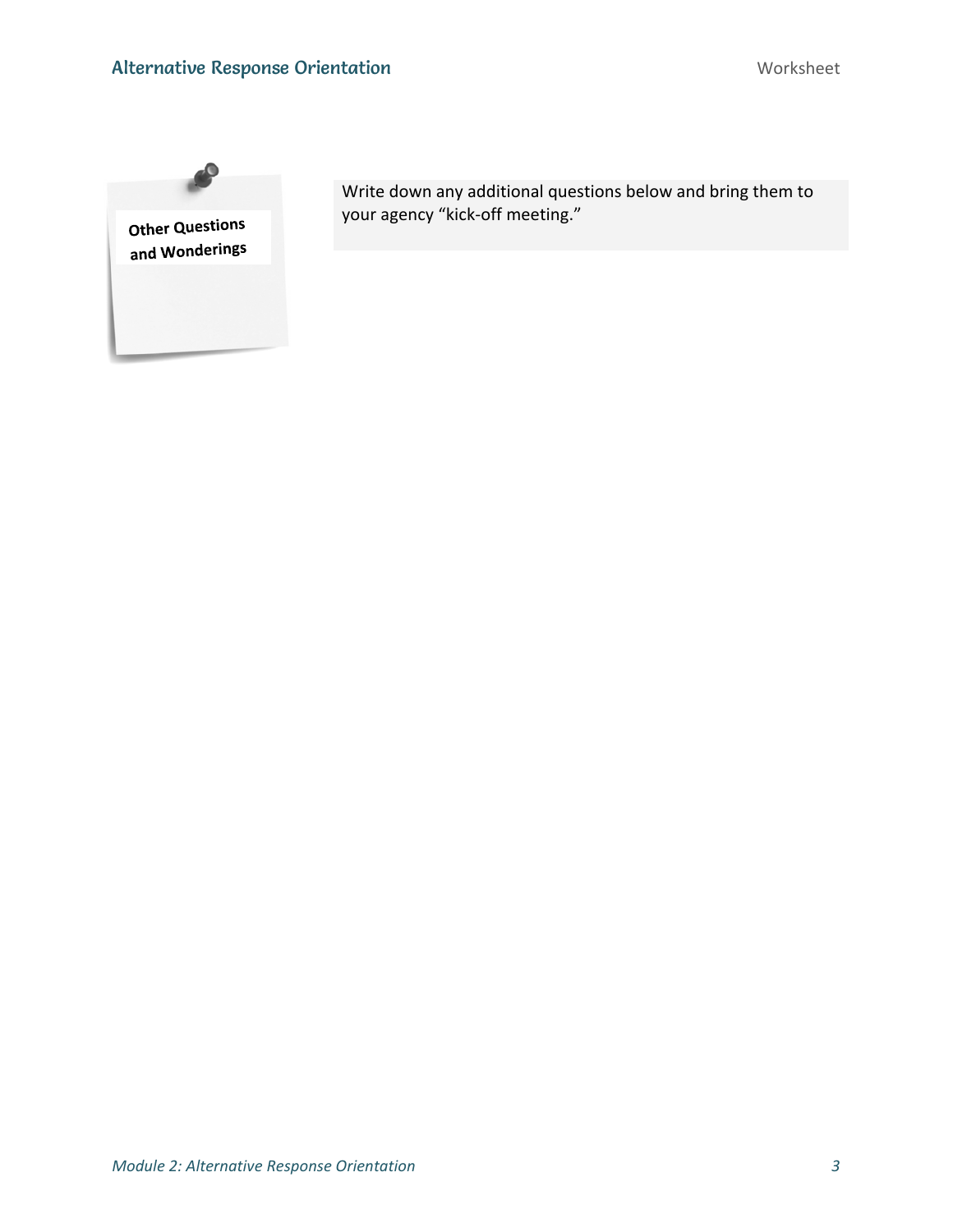**Other Questions and Wonderings**

Write down any additional questions below and bring them to your agency “kick-off meeting.”